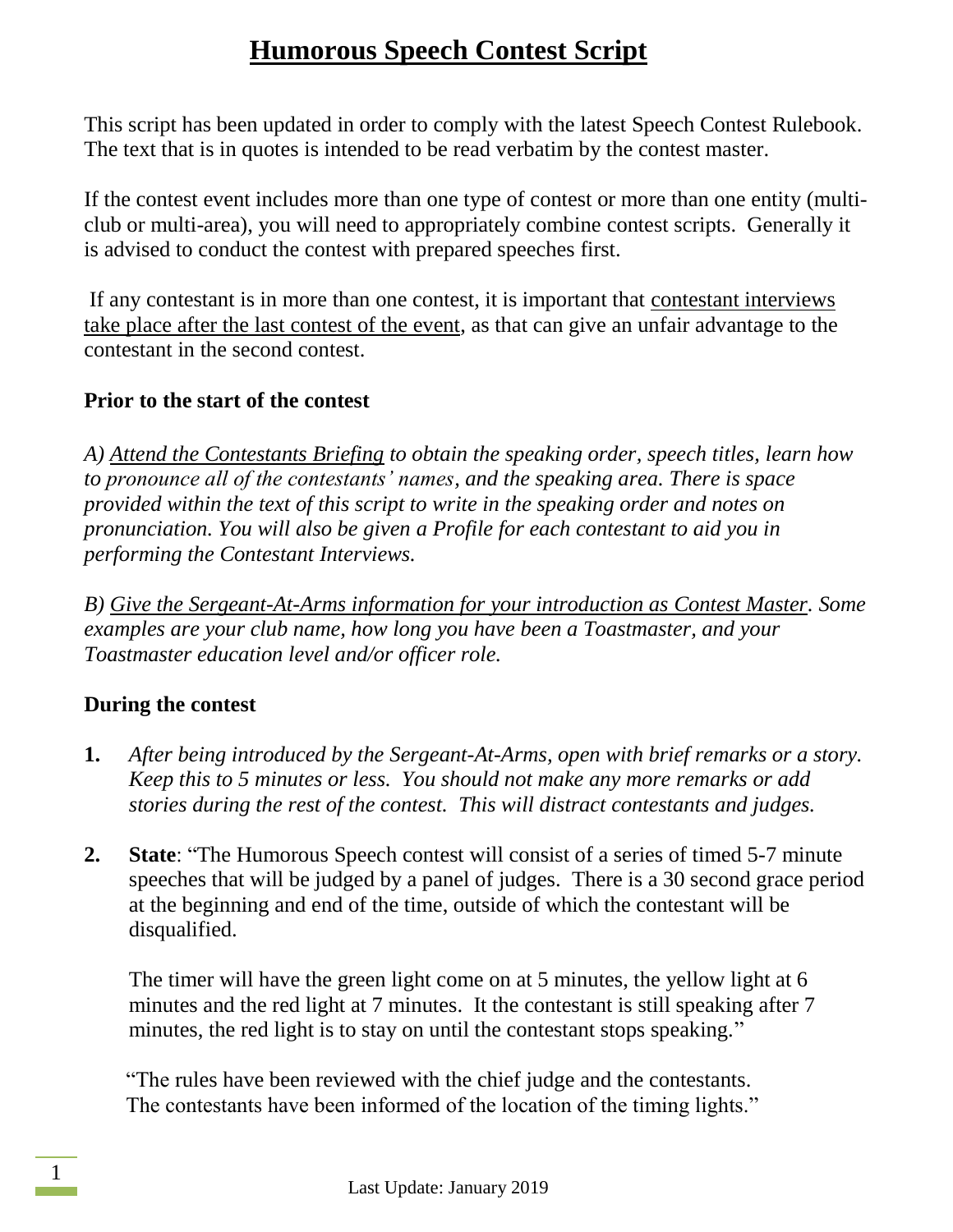# Humorous Speech Contest Script

This script has been updated in order to comply with the latest Speech Contest Rulebook. The text that is in quotes is intended to be read verbatim by the contest master.

If the contest event includes more than one type of contest or more than one entity (multi-club or multi-area), you will need to appropriately combine contest scripts. Generally it is advised to conduct the contest with prepared speeches first.

If any contestant is in more than one contest, it is important that contestant interviews take place after the last contest of the event, as that can give an unfair advantage to the contestant in the second contest.

**Prior to the start of the contest**

*A) Attend the Contestants Briefing to obtain the speaking order, speech titles, learn how to pronounce all of the contestants' names, and the speaking area. There is space provided within the text of this script to write in the speaking order and notes on pronunciation. You will also be given a Profile for each contestant to aid you in performing the Contestant Interviews.*

*B) Give the Sergeant-At-Arms information for your introduction as Contest Master. Some examples are your club name, how long you have been a Toastmaster, and your Toastmaster education level and/or officer role.*

**During the contest**

1. *After being introduced by the Sergeant-At-Arms, open with brief remarks or a story. Keep this to 5 minutes or less. You should not make any more remarks or add stories during the rest of the contest. This will distract contestants and judges.*

2. **State**: "The Humorous Speech contest will consist of a series of timed 5-7 minute speeches that will be judged by a panel of judges. There is a 30 second grace period at the beginning and end of the time, outside of which the contestant will be disqualified.

   The timer will have the green light come on at 5 minutes, the yellow light at 6 minutes and the red light at 7 minutes. It the contestant is still speaking after 7 minutes, the red light is to stay on until the contestant stops speaking."

   "The rules have been reviewed with the chief judge and the contestants. The contestants have been informed of the location of the timing lights."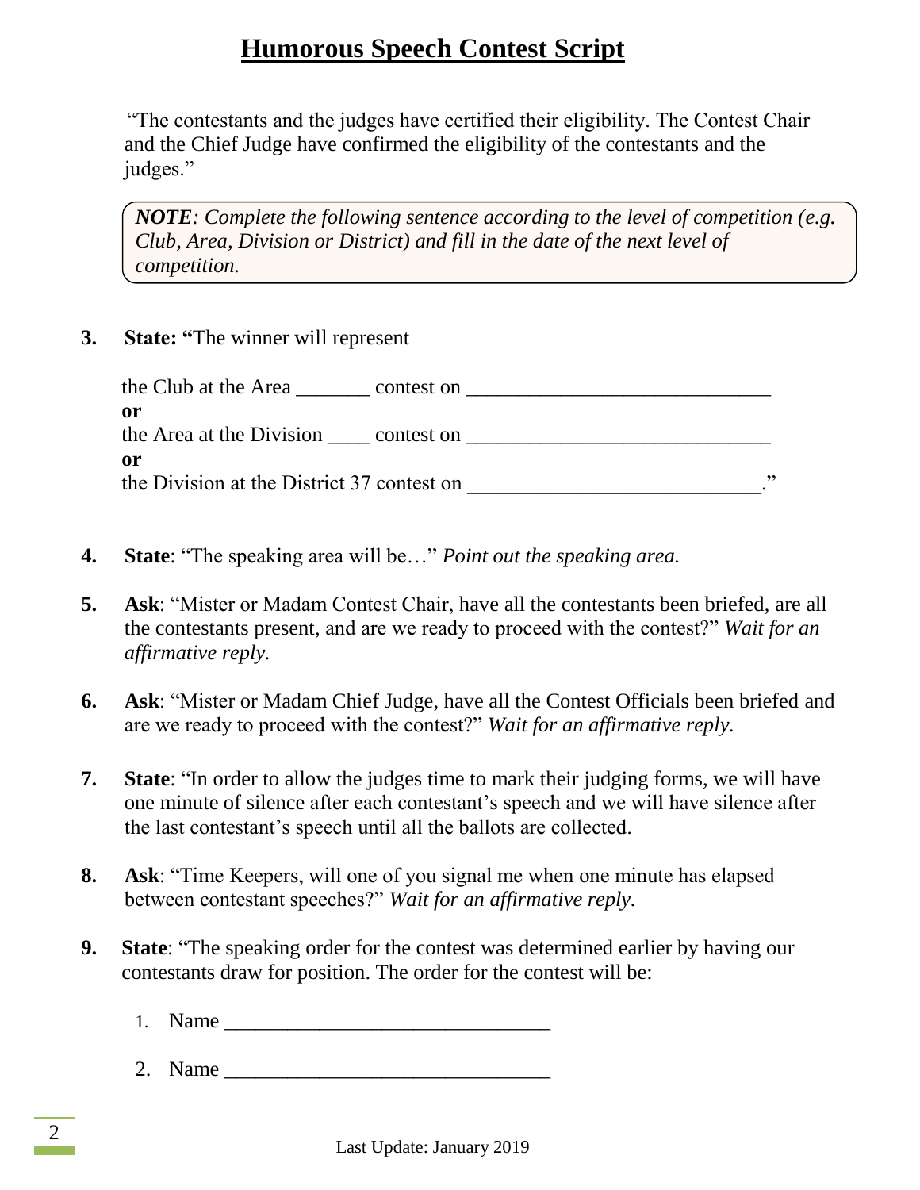# Humorous Speech Contest Script

"The contestants and the judges have certified their eligibility. The Contest Chair and the Chief Judge have confirmed the eligibility of the contestants and the judges."

> ***NOTE****: Complete the following sentence according to the level of competition (e.g. Club, Area, Division or District) and fill in the date of the next level of competition.*

**3.** **State: "**The winner will represent

the Club at the Area _______ contest on _____________________________
**or**
the Area at the Division ____ contest on _____________________________
**or**
the Division at the District 37 contest on ____________________________."

**4.** **State**: "The speaking area will be…" *Point out the speaking area.*

**5.** **Ask**: "Mister or Madam Contest Chair, have all the contestants been briefed, are all the contestants present, and are we ready to proceed with the contest?" *Wait for an affirmative reply.*

**6.** **Ask**: "Mister or Madam Chief Judge, have all the Contest Officials been briefed and are we ready to proceed with the contest?" *Wait for an affirmative reply.*

**7.** **State**: "In order to allow the judges time to mark their judging forms, we will have one minute of silence after each contestant's speech and we will have silence after the last contestant's speech until all the ballots are collected.

**8.** **Ask**: "Time Keepers, will one of you signal me when one minute has elapsed between contestant speeches?" *Wait for an affirmative reply.*

**9.** **State**: "The speaking order for the contest was determined earlier by having our contestants draw for position. The order for the contest will be:

1. Name _______________________________

2. Name _______________________________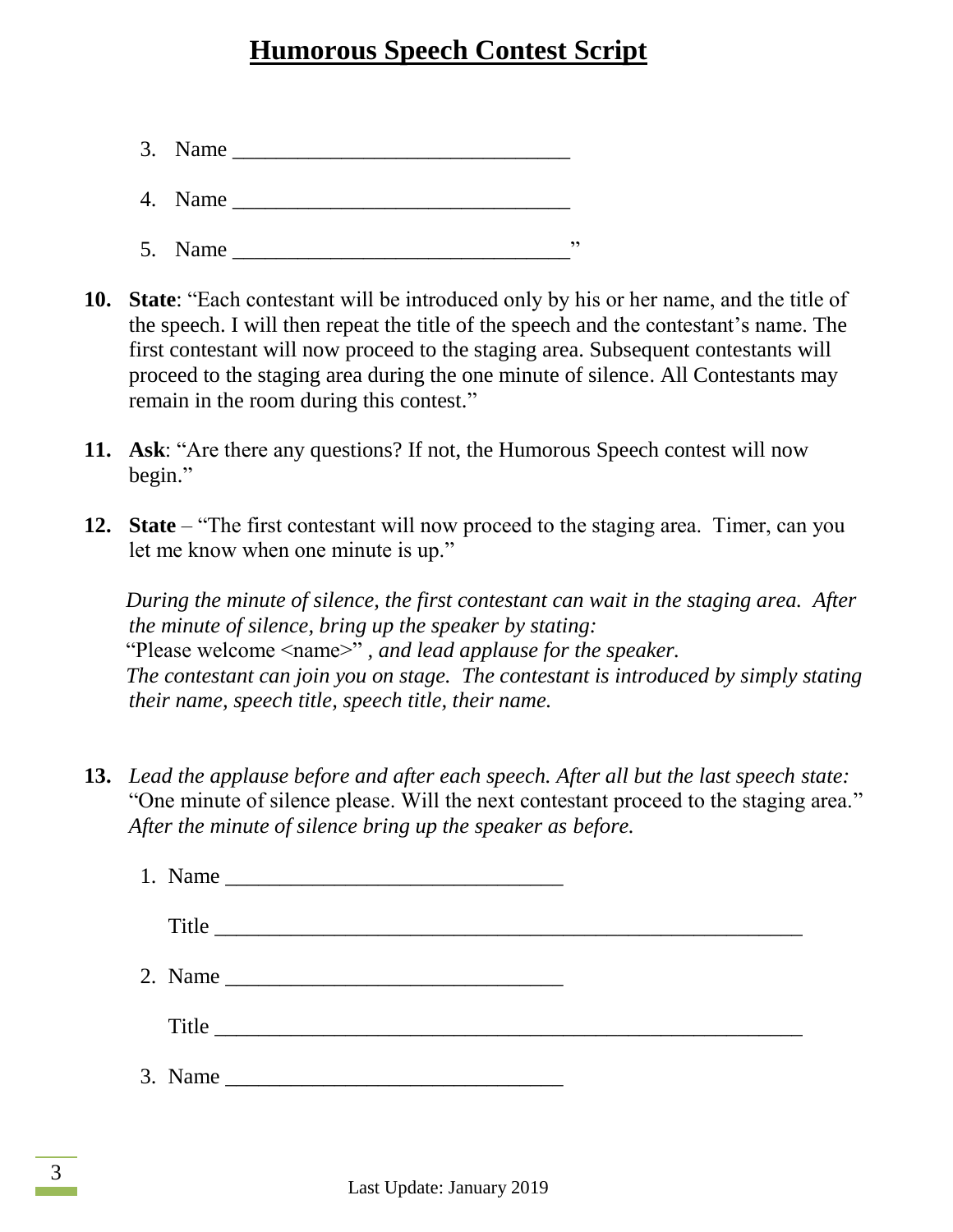# Humorous Speech Contest Script

3. Name ______________________________

4. Name ______________________________

5. Name ______________________________"

**10. State**: "Each contestant will be introduced only by his or her name, and the title of the speech. I will then repeat the title of the speech and the contestant's name. The first contestant will now proceed to the staging area. Subsequent contestants will proceed to the staging area during the one minute of silence. All Contestants may remain in the room during this contest."

**11. Ask**: "Are there any questions? If not, the Humorous Speech contest will now begin."

**12. State** – "The first contestant will now proceed to the staging area. Timer, can you let me know when one minute is up."

*During the minute of silence, the first contestant can wait in the staging area. After the minute of silence, bring up the speaker by stating:*
"Please welcome <name>" *, and lead applause for the speaker.*
*The contestant can join you on stage. The contestant is introduced by simply stating their name, speech title, speech title, their name.*

**13.** *Lead the applause before and after each speech. After all but the last speech state:* "One minute of silence please. Will the next contestant proceed to the staging area." *After the minute of silence bring up the speaker as before.*

1. Name ______________________________

   Title ______________________________________________________

2. Name ______________________________

   Title ______________________________________________________

3. Name ______________________________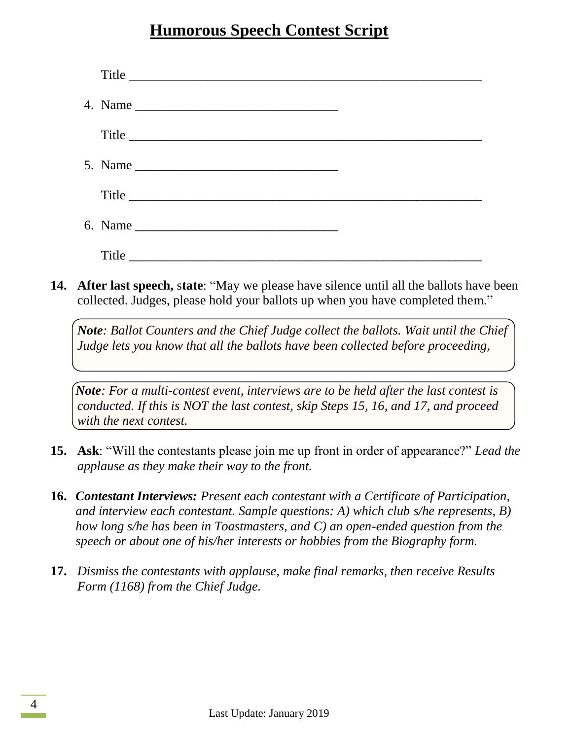# Humorous Speech Contest Script

Title ______________________________________________________

4. Name ________________________________

   Title ______________________________________________________

5. Name ________________________________

   Title ______________________________________________________

6. Name ________________________________

   Title ______________________________________________________

**14. After last speech, state**: "May we please have silence until all the ballots have been collected. Judges, please hold your ballots up when you have completed them."

> ***Note**: Ballot Counters and the Chief Judge collect the ballots. Wait until the Chief Judge lets you know that all the ballots have been collected before proceeding,*

> ***Note**: For a multi-contest event, interviews are to be held after the last contest is conducted. If this is NOT the last contest, skip Steps 15, 16, and 17, and proceed with the next contest.*

**15. Ask**: "Will the contestants please join me up front in order of appearance?" *Lead the applause as they make their way to the front.*

**16.** ***Contestant Interviews:*** *Present each contestant with a Certificate of Participation, and interview each contestant. Sample questions: A) which club s/he represents, B) how long s/he has been in Toastmasters, and C) an open-ended question from the speech or about one of his/her interests or hobbies from the Biography form.*

**17.** *Dismiss the contestants with applause, make final remarks, then receive Results Form (1168) from the Chief Judge.*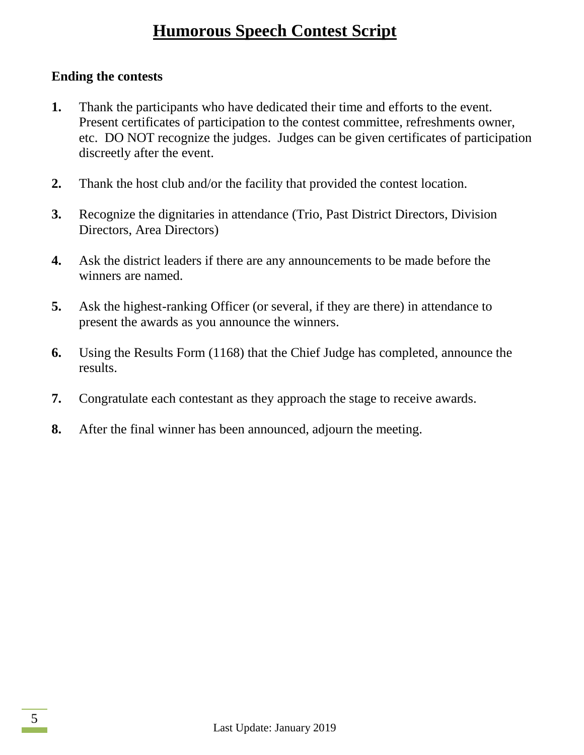# Humorous Speech Contest Script

**Ending the contests**

1. Thank the participants who have dedicated their time and efforts to the event. Present certificates of participation to the contest committee, refreshments owner, etc. DO NOT recognize the judges. Judges can be given certificates of participation discreetly after the event.

2. Thank the host club and/or the facility that provided the contest location.

3. Recognize the dignitaries in attendance (Trio, Past District Directors, Division Directors, Area Directors)

4. Ask the district leaders if there are any announcements to be made before the winners are named.

5. Ask the highest-ranking Officer (or several, if they are there) in attendance to present the awards as you announce the winners.

6. Using the Results Form (1168) that the Chief Judge has completed, announce the results.

7. Congratulate each contestant as they approach the stage to receive awards.

8. After the final winner has been announced, adjourn the meeting.

Last Update: January 2019